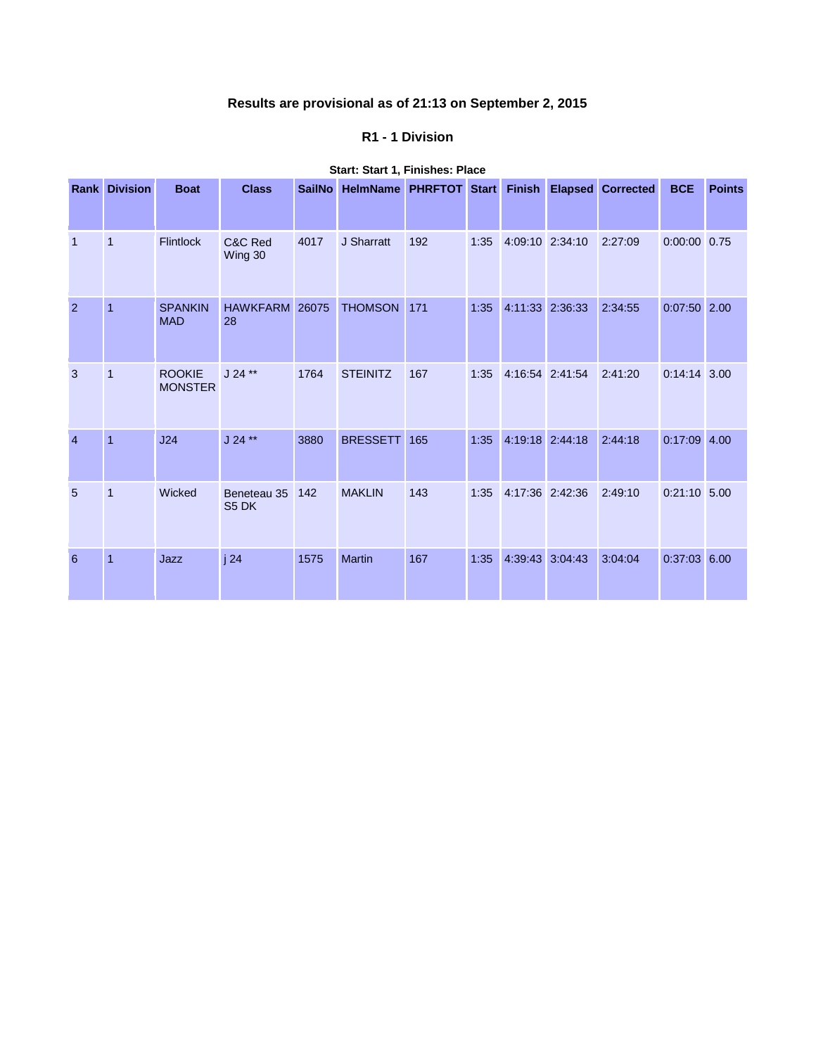## Results are provisional as of 21:13 on September 2, 2015

### R1 - 1 Division

**Start: Start 1, Finishes: Place**

| Rank | Division | Boat | Class | SailNo | HelmName | PHRFTOT | Start | Finish | Elapsed | Corrected | BCE | Points |
|---|---|---|---|---|---|---|---|---|---|---|---|---|
| 1 | 1 | Flintlock | C&C Red Wing 30 | 4017 | J Sharratt | 192 | 1:35 | 4:09:10 | 2:34:10 | 2:27:09 | 0:00:00 | 0.75 |
| 2 | 1 | SPANKIN MAD | HAWKFARM 28 | 26075 | THOMSON | 171 | 1:35 | 4:11:33 | 2:36:33 | 2:34:55 | 0:07:50 | 2.00 |
| 3 | 1 | ROOKIE MONSTER | J 24 ** | 1764 | STEINITZ | 167 | 1:35 | 4:16:54 | 2:41:54 | 2:41:20 | 0:14:14 | 3.00 |
| 4 | 1 | J24 | J 24 ** | 3880 | BRESSETT | 165 | 1:35 | 4:19:18 | 2:44:18 | 2:44:18 | 0:17:09 | 4.00 |
| 5 | 1 | Wicked | Beneteau 35 S5 DK | 142 | MAKLIN | 143 | 1:35 | 4:17:36 | 2:42:36 | 2:49:10 | 0:21:10 | 5.00 |
| 6 | 1 | Jazz | j 24 | 1575 | Martin | 167 | 1:35 | 4:39:43 | 3:04:43 | 3:04:04 | 0:37:03 | 6.00 |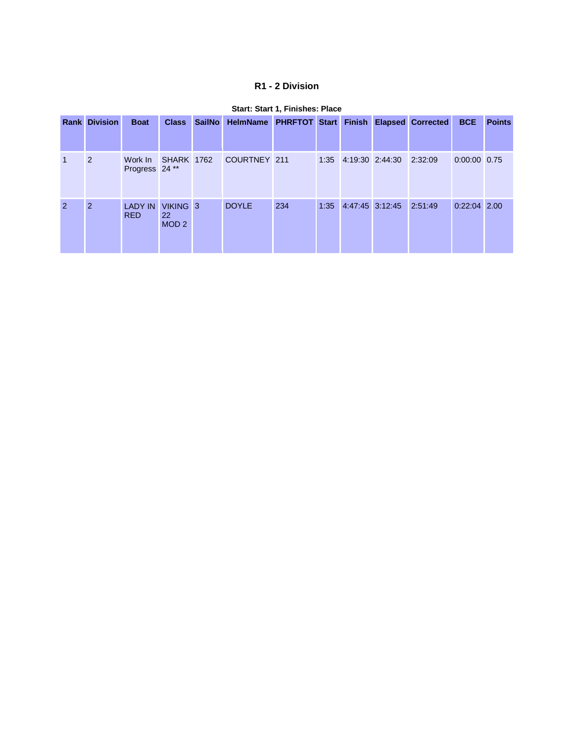### R1 - 2 Division

**Start: Start 1, Finishes: Place**

| Rank | Division | Boat | Class | SailNo | HelmName | PHRFTOT | Start | Finish | Elapsed | Corrected | BCE | Points |
|---|---|---|---|---|---|---|---|---|---|---|---|---|
| 1 | 2 | Work In Progress | SHARK 24 ** | 1762 | COURTNEY | 211 | 1:35 | 4:19:30 | 2:44:30 | 2:32:09 | 0:00:00 | 0.75 |
| 2 | 2 | LADY IN RED | VIKING 22 MOD 2 | 3 | DOYLE | 234 | 1:35 | 4:47:45 | 3:12:45 | 2:51:49 | 0:22:04 | 2.00 |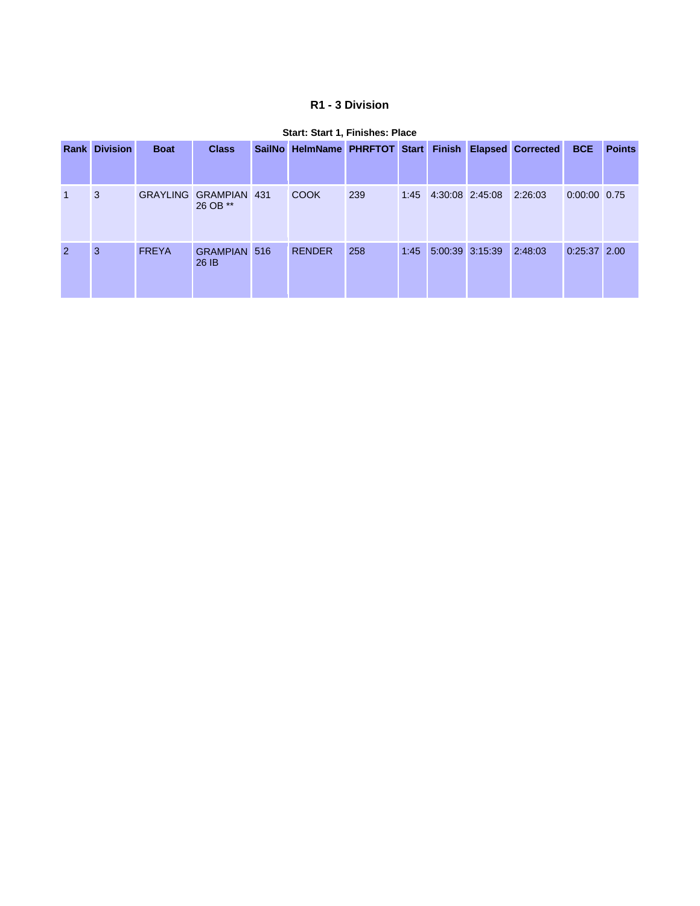## R1 - 3 Division

**Start: Start 1, Finishes: Place**

| Rank | Division | Boat | Class | SailNo | HelmName | PHRFTOT | Start | Finish | Elapsed | Corrected | BCE | Points |
|---|---|---|---|---|---|---|---|---|---|---|---|---|
| 1 | 3 | GRAYLING | GRAMPIAN 26 OB ** | 431 | COOK | 239 | 1:45 | 4:30:08 | 2:45:08 | 2:26:03 | 0:00:00 | 0.75 |
| 2 | 3 | FREYA | GRAMPIAN 26 IB | 516 | RENDER | 258 | 1:45 | 5:00:39 | 3:15:39 | 2:48:03 | 0:25:37 | 2.00 |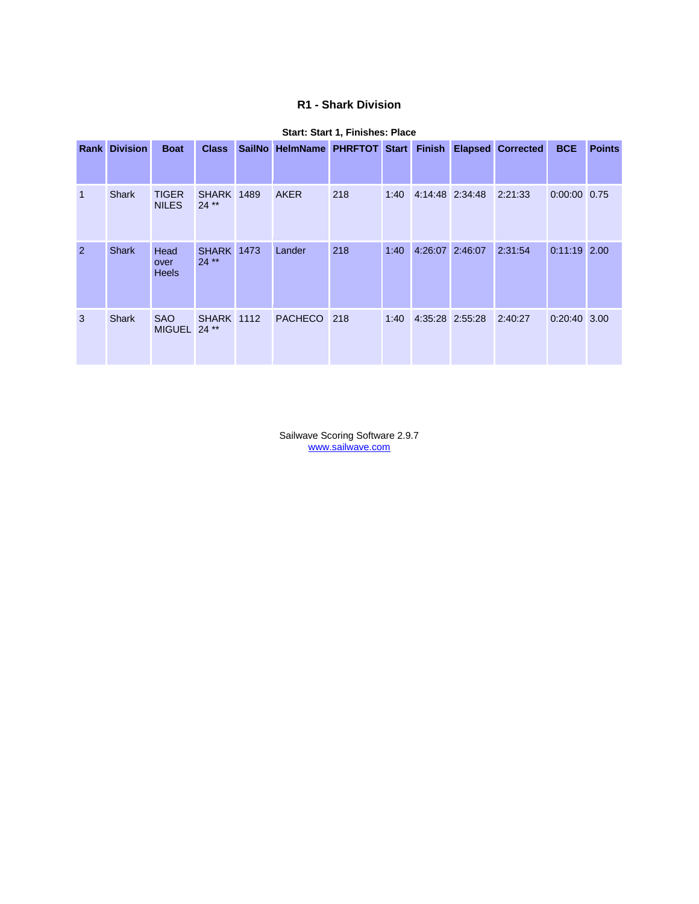### R1 - Shark Division

**Start: Start 1, Finishes: Place**

| Rank | Division | Boat | Class | SailNo | HelmName | PHRFTOT | Start | Finish | Elapsed | Corrected | BCE | Points |
|---|---|---|---|---|---|---|---|---|---|---|---|---|
| 1 | Shark | TIGER NILES | SHARK 24 ** | 1489 | AKER | 218 | 1:40 | 4:14:48 | 2:34:48 | 2:21:33 | 0:00:00 | 0.75 |
| 2 | Shark | Head over Heels | SHARK 24 ** | 1473 | Lander | 218 | 1:40 | 4:26:07 | 2:46:07 | 2:31:54 | 0:11:19 | 2.00 |
| 3 | Shark | SAO MIGUEL | SHARK 24 ** | 1112 | PACHECO | 218 | 1:40 | 4:35:28 | 2:55:28 | 2:40:27 | 0:20:40 | 3.00 |

Sailwave Scoring Software 2.9.7
www.sailwave.com